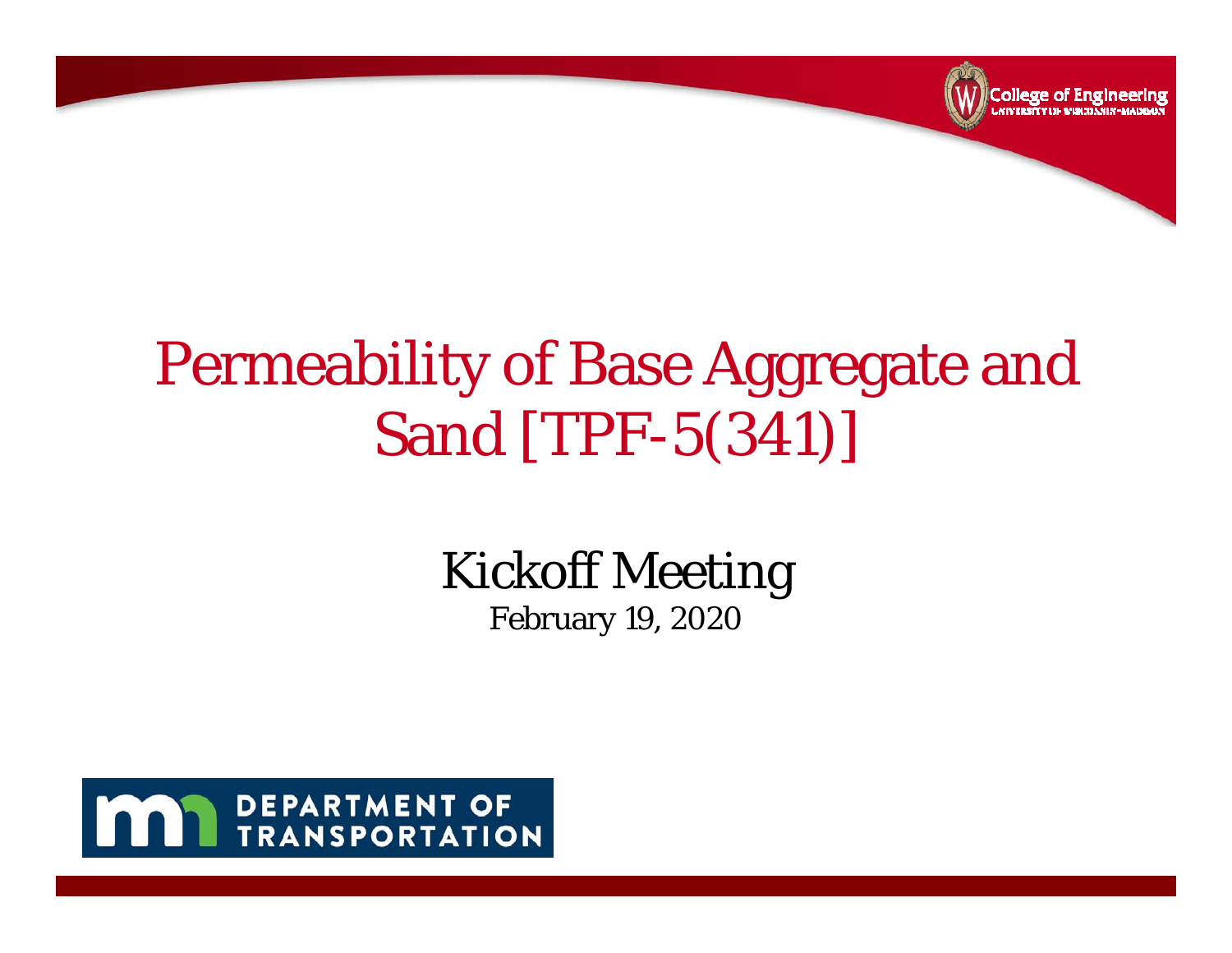College of Engineering
UNIVERSITY OF WISCONSIN–MADISON

# Permeability of Base Aggregate and Sand [TPF-5(341)]

## Kickoff Meeting

February 19, 2020

DEPARTMENT OF TRANSPORTATION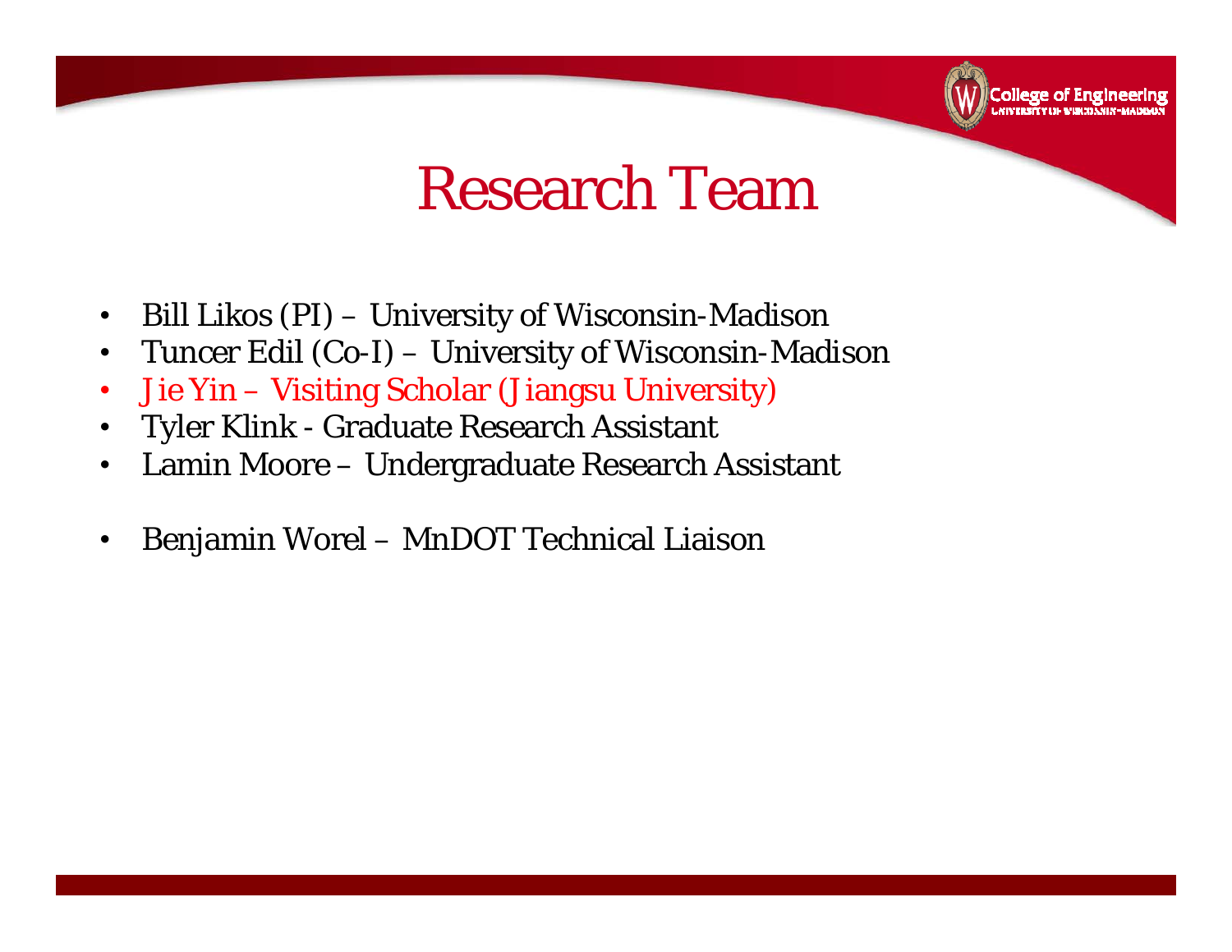# Research Team

- Bill Likos (PI) – University of Wisconsin-Madison
- Tuncer Edil (Co-I) – University of Wisconsin-Madison
- Jie Yin – Visiting Scholar (Jiangsu University)
- Tyler Klink - Graduate Research Assistant
- Lamin Moore – Undergraduate Research Assistant

- Benjamin Worel – MnDOT Technical Liaison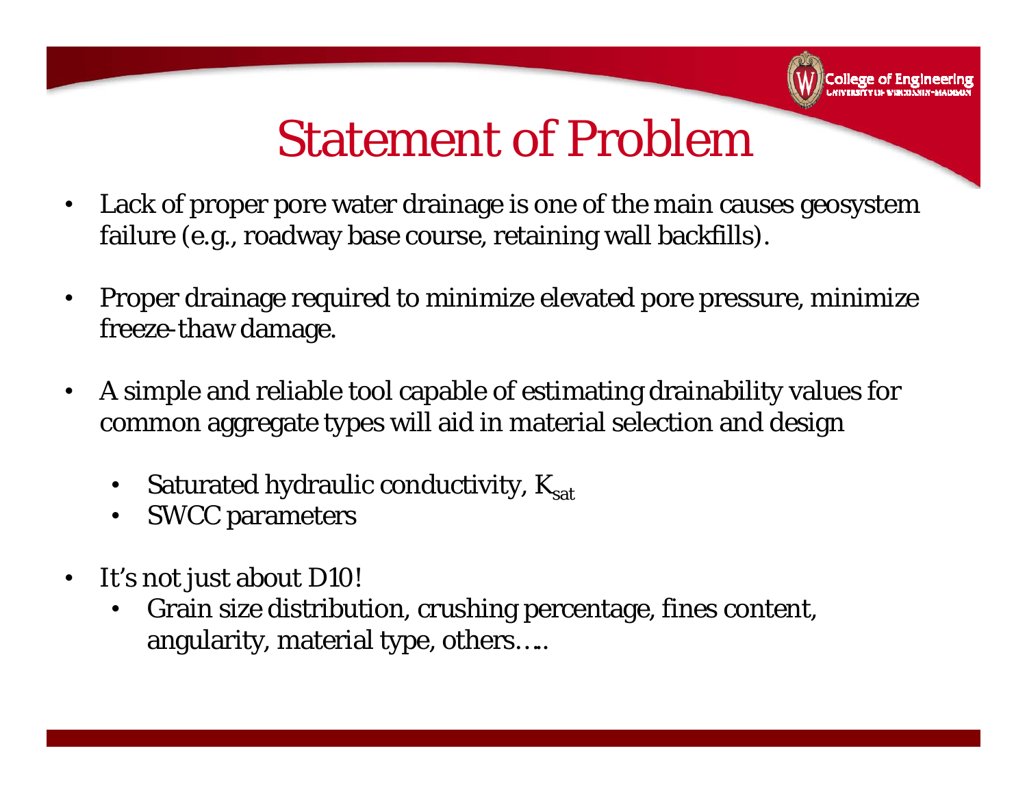# Statement of Problem

- Lack of proper pore water drainage is one of the main causes geosystem failure (e.g., roadway base course, retaining wall backfills).
- Proper drainage required to minimize elevated pore pressure, minimize freeze-thaw damage.
- A simple and reliable tool capable of estimating drainability values for common aggregate types will aid in material selection and design
  - Saturated hydraulic conductivity, $K_{sat}$
  - SWCC parameters
- It's not just about D10!
  - Grain size distribution, crushing percentage, fines content, angularity, material type, others…..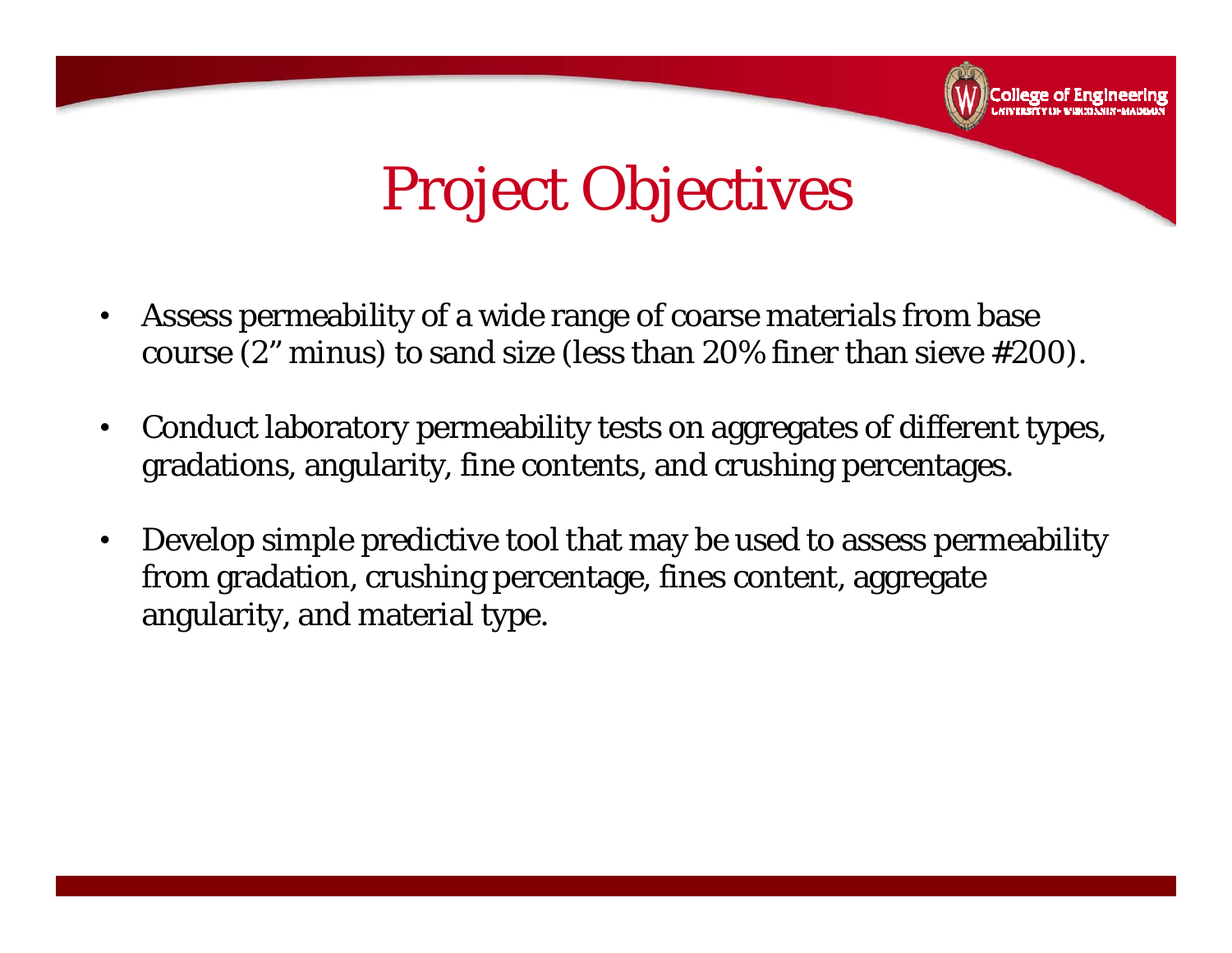# Project Objectives

- Assess permeability of a wide range of coarse materials from base course (2" minus) to sand size (less than 20% finer than sieve #200).
- Conduct laboratory permeability tests on aggregates of different types, gradations, angularity, fine contents, and crushing percentages.
- Develop simple predictive tool that may be used to assess permeability from gradation, crushing percentage, fines content, aggregate angularity, and material type.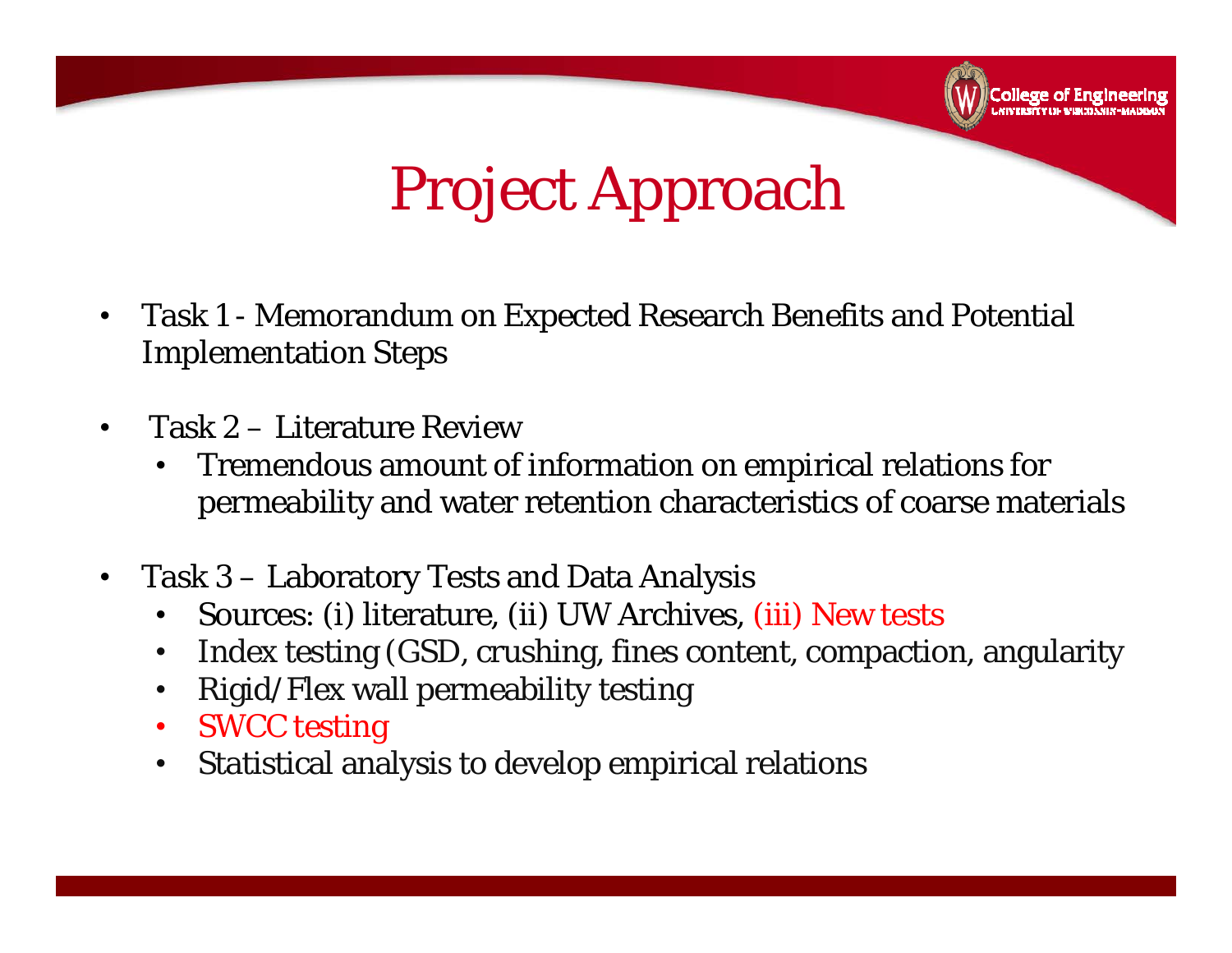# Project Approach

- Task 1 - Memorandum on Expected Research Benefits and Potential Implementation Steps
- Task 2 – Literature Review
  - Tremendous amount of information on empirical relations for permeability and water retention characteristics of coarse materials
- Task 3 – Laboratory Tests and Data Analysis
  - Sources: (i) literature, (ii) UW Archives, (iii) New tests
  - Index testing (GSD, crushing, fines content, compaction, angularity
  - Rigid/Flex wall permeability testing
  - SWCC testing
  - Statistical analysis to develop empirical relations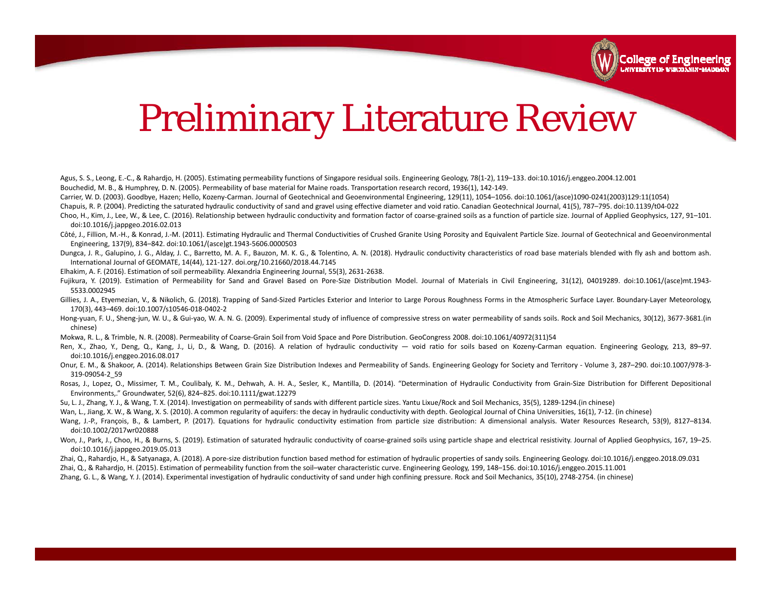# Preliminary Literature Review

Agus, S. S., Leong, E.-C., & Rahardjo, H. (2005). Estimating permeability functions of Singapore residual soils. Engineering Geology, 78(1-2), 119–133. doi:10.1016/j.enggeo.2004.12.001

Bouchedid, M. B., & Humphrey, D. N. (2005). Permeability of base material for Maine roads. Transportation research record, 1936(1), 142-149.

Carrier, W. D. (2003). Goodbye, Hazen; Hello, Kozeny-Carman. Journal of Geotechnical and Geoenvironmental Engineering, 129(11), 1054–1056. doi:10.1061/(asce)1090-0241(2003)129:11(1054)

Chapuis, R. P. (2004). Predicting the saturated hydraulic conductivity of sand and gravel using effective diameter and void ratio. Canadian Geotechnical Journal, 41(5), 787–795. doi:10.1139/t04-022

Choo, H., Kim, J., Lee, W., & Lee, C. (2016). Relationship between hydraulic conductivity and formation factor of coarse-grained soils as a function of particle size. Journal of Applied Geophysics, 127, 91–101. doi:10.1016/j.jappgeo.2016.02.013

Côté, J., Fillion, M.-H., & Konrad, J.-M. (2011). Estimating Hydraulic and Thermal Conductivities of Crushed Granite Using Porosity and Equivalent Particle Size. Journal of Geotechnical and Geoenvironmental Engineering, 137(9), 834–842. doi:10.1061/(asce)gt.1943-5606.0000503

Dungca, J. R., Galupino, J. G., Alday, J. C., Barretto, M. A. F., Bauzon, M. K. G., & Tolentino, A. N. (2018). Hydraulic conductivity characteristics of road base materials blended with fly ash and bottom ash. International Journal of GEOMATE, 14(44), 121-127. doi.org/10.21660/2018.44.7145

Elhakim, A. F. (2016). Estimation of soil permeability. Alexandria Engineering Journal, 55(3), 2631-2638.

Fujikura, Y. (2019). Estimation of Permeability for Sand and Gravel Based on Pore-Size Distribution Model. Journal of Materials in Civil Engineering, 31(12), 04019289. doi:10.1061/(asce)mt.1943-5533.0002945

Gillies, J. A., Etyemezian, V., & Nikolich, G. (2018). Trapping of Sand-Sized Particles Exterior and Interior to Large Porous Roughness Forms in the Atmospheric Surface Layer. Boundary-Layer Meteorology, 170(3), 443–469. doi:10.1007/s10546-018-0402-2

Hong-yuan, F. U., Sheng-jun, W. U., & Gui-yao, W. A. N. G. (2009). Experimental study of influence of compressive stress on water permeability of sands soils. Rock and Soil Mechanics, 30(12), 3677-3681.(in chinese)

Mokwa, R. L., & Trimble, N. R. (2008). Permeability of Coarse-Grain Soil from Void Space and Pore Distribution. GeoCongress 2008. doi:10.1061/40972(311)54

Ren, X., Zhao, Y., Deng, Q., Kang, J., Li, D., & Wang, D. (2016). A relation of hydraulic conductivity — void ratio for soils based on Kozeny-Carman equation. Engineering Geology, 213, 89–97. doi:10.1016/j.enggeo.2016.08.017

Onur, E. M., & Shakoor, A. (2014). Relationships Between Grain Size Distribution Indexes and Permeability of Sands. Engineering Geology for Society and Territory - Volume 3, 287–290. doi:10.1007/978-3-319-09054-2_59

Rosas, J., Lopez, O., Missimer, T. M., Coulibaly, K. M., Dehwah, A. H. A., Sesler, K., Mantilla, D. (2014). "Determination of Hydraulic Conductivity from Grain-Size Distribution for Different Depositional Environments,." Groundwater, 52(6), 824–825. doi:10.1111/gwat.12279

Su, L. J., Zhang, Y. J., & Wang, T. X. (2014). Investigation on permeability of sands with different particle sizes. Yantu Lixue/Rock and Soil Mechanics, 35(5), 1289-1294.(in chinese)

Wan, L., Jiang, X. W., & Wang, X. S. (2010). A common regularity of aquifers: the decay in hydraulic conductivity with depth. Geological Journal of China Universities, 16(1), 7-12. (in chinese)

Wang, J.-P., François, B., & Lambert, P. (2017). Equations for hydraulic conductivity estimation from particle size distribution: A dimensional analysis. Water Resources Research, 53(9), 8127–8134. doi:10.1002/2017wr020888

Won, J., Park, J., Choo, H., & Burns, S. (2019). Estimation of saturated hydraulic conductivity of coarse-grained soils using particle shape and electrical resistivity. Journal of Applied Geophysics, 167, 19–25. doi:10.1016/j.jappgeo.2019.05.013

Zhai, Q., Rahardjo, H., & Satyanaga, A. (2018). A pore-size distribution function based method for estimation of hydraulic properties of sandy soils. Engineering Geology. doi:10.1016/j.enggeo.2018.09.031

Zhai, Q., & Rahardjo, H. (2015). Estimation of permeability function from the soil–water characteristic curve. Engineering Geology, 199, 148–156. doi:10.1016/j.enggeo.2015.11.001

Zhang, G. L., & Wang, Y. J. (2014). Experimental investigation of hydraulic conductivity of sand under high confining pressure. Rock and Soil Mechanics, 35(10), 2748-2754. (in chinese)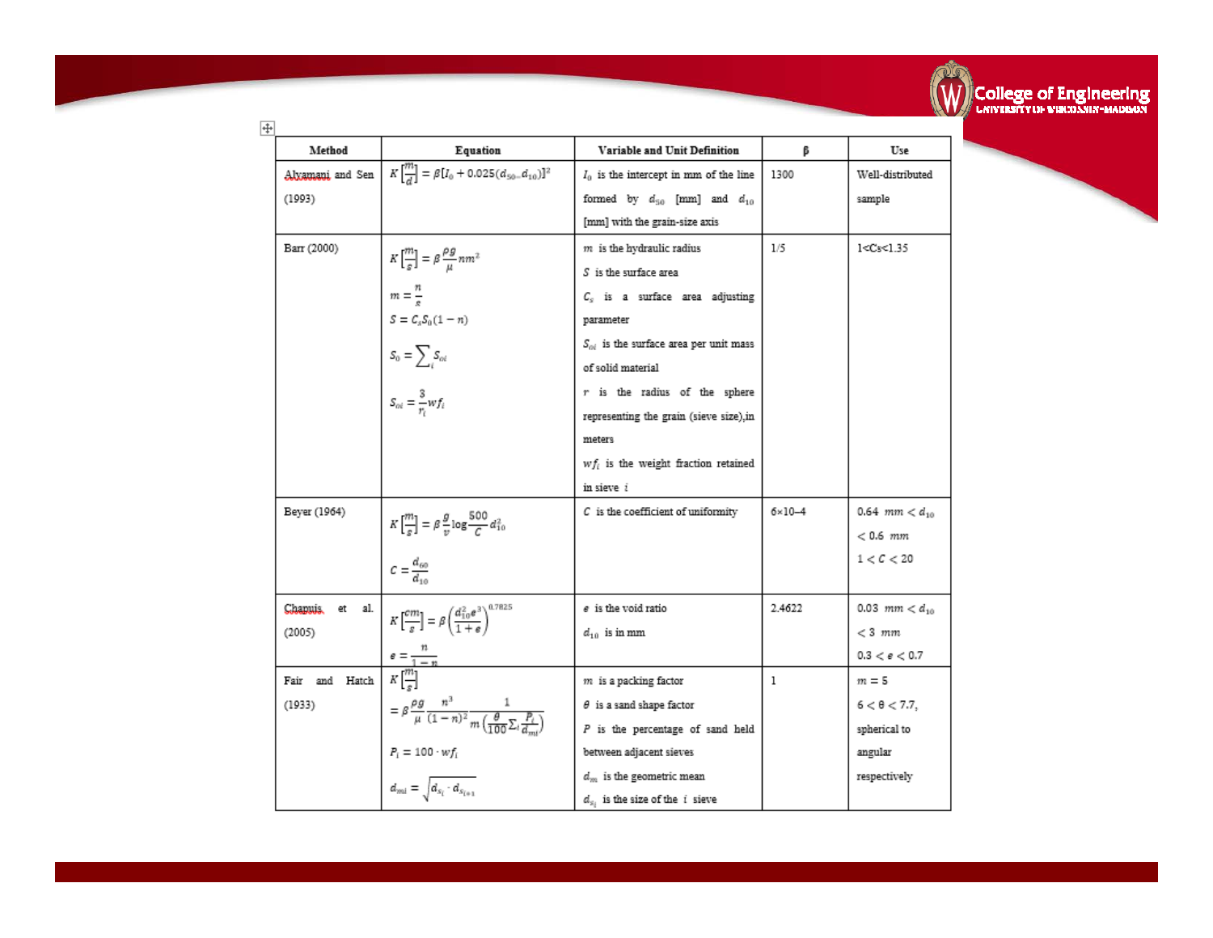| Method | Equation | Variable and Unit Definition | β | Use |
|---|---|---|---|---|
| Alyamani and Sen (1993) | $K\left[\frac{m}{d}\right] = \beta[I_0 + 0.025(d_{50} - d_{10})]^2$ | $I_0$ is the intercept in mm of the line formed by $d_{50}$ [mm] and $d_{10}$ [mm] with the grain-size axis | 1300 | Well-distributed sample |
| Barr (2000) | $K\left[\frac{m}{s}\right] = \beta\frac{\rho g}{\mu}nm^2$ <br> $m = \frac{n}{s}$ <br> $S = C_s S_0(1-n)$ <br> $S_0 = \sum_i S_{oi}$ <br> $S_{oi} = \frac{3}{r_i}wf_i$ | $m$ is the hydraulic radius <br> $S$ is the surface area <br> $C_s$ is a surface area adjusting parameter <br> $S_{oi}$ is the surface area per unit mass of solid material <br> $r$ is the radius of the sphere representing the grain (sieve size), in meters <br> $wf_i$ is the weight fraction retained in sieve $i$ | 1/5 | 1<Cs<1.35 |
| Beyer (1964) | $K\left[\frac{m}{s}\right] = \beta\frac{g}{v}\log\frac{500}{C}d_{10}^2$ <br> $C = \frac{d_{60}}{d_{10}}$ | $C$ is the coefficient of uniformity | 6×10–4 | $0.64\ mm < d_{10} < 0.6\ mm$ <br> $1 < C < 20$ |
| Chapuis et al. (2005) | $K\left[\frac{cm}{s}\right] = \beta\left(\frac{d_{10}^2 e^3}{1+e}\right)^{0.7825}$ <br> $e = \frac{n}{1-n}$ | $e$ is the void ratio <br> $d_{10}$ is in mm | 2.4622 | $0.03\ mm < d_{10} < 3\ mm$ <br> $0.3 < e < 0.7$ |
| Fair and Hatch (1933) | $K\left[\frac{m}{s}\right] = \beta\frac{\rho g}{\mu}\frac{n^3}{(1-n)^2}\frac{1}{m\left(\frac{\theta}{100}\Sigma_i\frac{P_i}{d_{mi}}\right)}$ <br> $P_i = 100 \cdot wf_i$ <br> $d_{mi} = \sqrt{d_{s_i} \cdot d_{s_{i+1}}}$ | $m$ is a packing factor <br> $\theta$ is a sand shape factor <br> $P$ is the percentage of sand held between adjacent sieves <br> $d_m$ is the geometric mean <br> $d_{s_i}$ is the size of the $i$ sieve | 1 | $m = 5$ <br> $6 < \theta < 7.7$, spherical to angular respectively |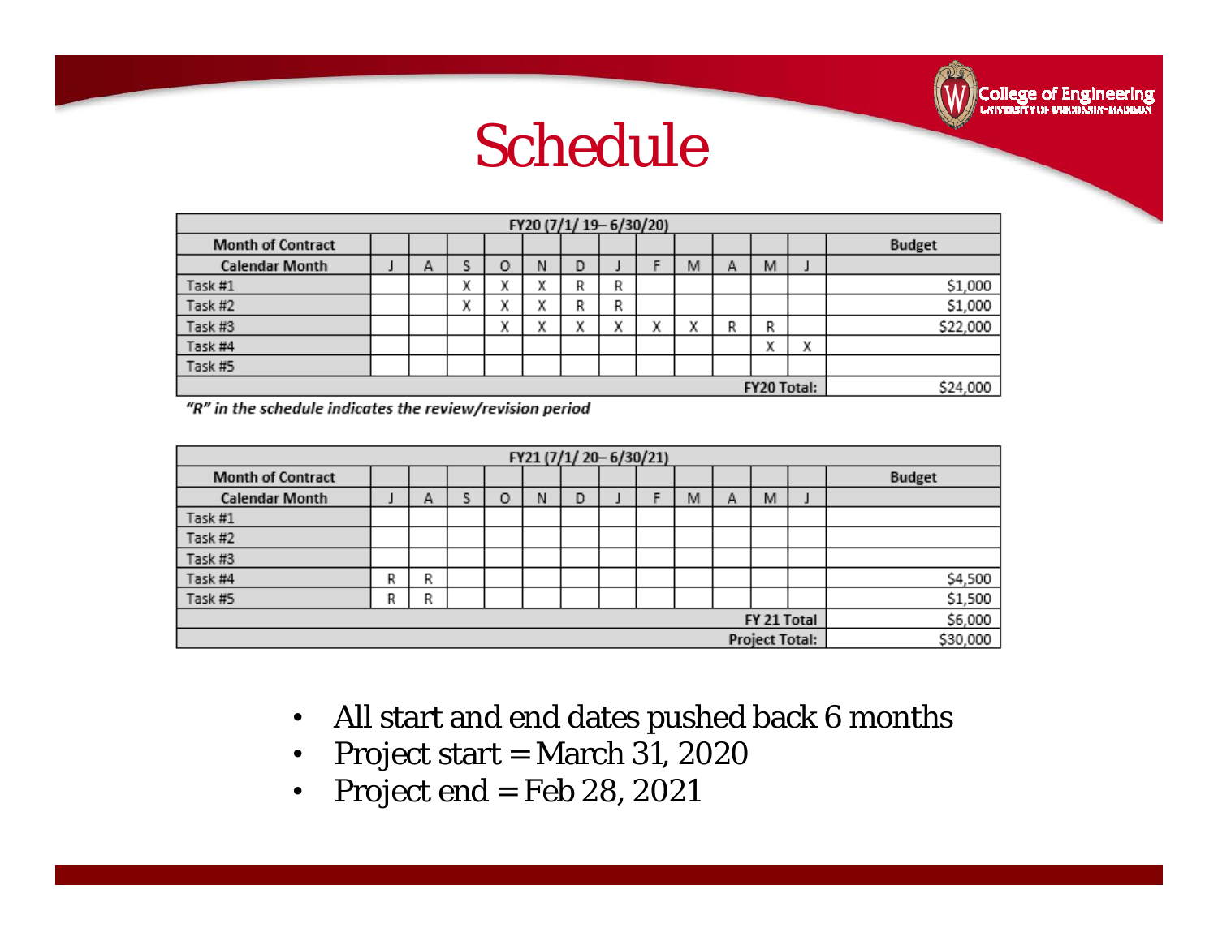# Schedule

| FY20 (7/1/ 19– 6/30/20) | | | | | | | | | | | | | |
|---|---|---|---|---|---|---|---|---|---|---|---|---|---|
| Month of Contract | | | | | | | | | | | | | Budget |
| Calendar Month | J | A | S | O | N | D | J | F | M | A | M | J | |
| Task #1 | | | X | X | X | R | R | | | | | | $1,000 |
| Task #2 | | | X | X | X | R | R | | | | | | $1,000 |
| Task #3 | | | | X | X | X | X | X | X | R | R | | $22,000 |
| Task #4 | | | | | | | | | | | X | X | |
| Task #5 | | | | | | | | | | | | | |
| | | | | | | | | | | | | FY20 Total: | $24,000 |

*"R" in the schedule indicates the review/revision period*

| FY21 (7/1/ 20– 6/30/21) | | | | | | | | | | | | | |
|---|---|---|---|---|---|---|---|---|---|---|---|---|---|
| Month of Contract | | | | | | | | | | | | | Budget |
| Calendar Month | J | A | S | O | N | D | J | F | M | A | M | J | |
| Task #1 | | | | | | | | | | | | | |
| Task #2 | | | | | | | | | | | | | |
| Task #3 | | | | | | | | | | | | | |
| Task #4 | R | R | | | | | | | | | | | $4,500 |
| Task #5 | R | R | | | | | | | | | | | $1,500 |
| | | | | | | | | | | | | FY 21 Total | $6,000 |
| | | | | | | | | | | | | Project Total: | $30,000 |

- All start and end dates pushed back 6 months
- Project start = March 31, 2020
- Project end = Feb 28, 2021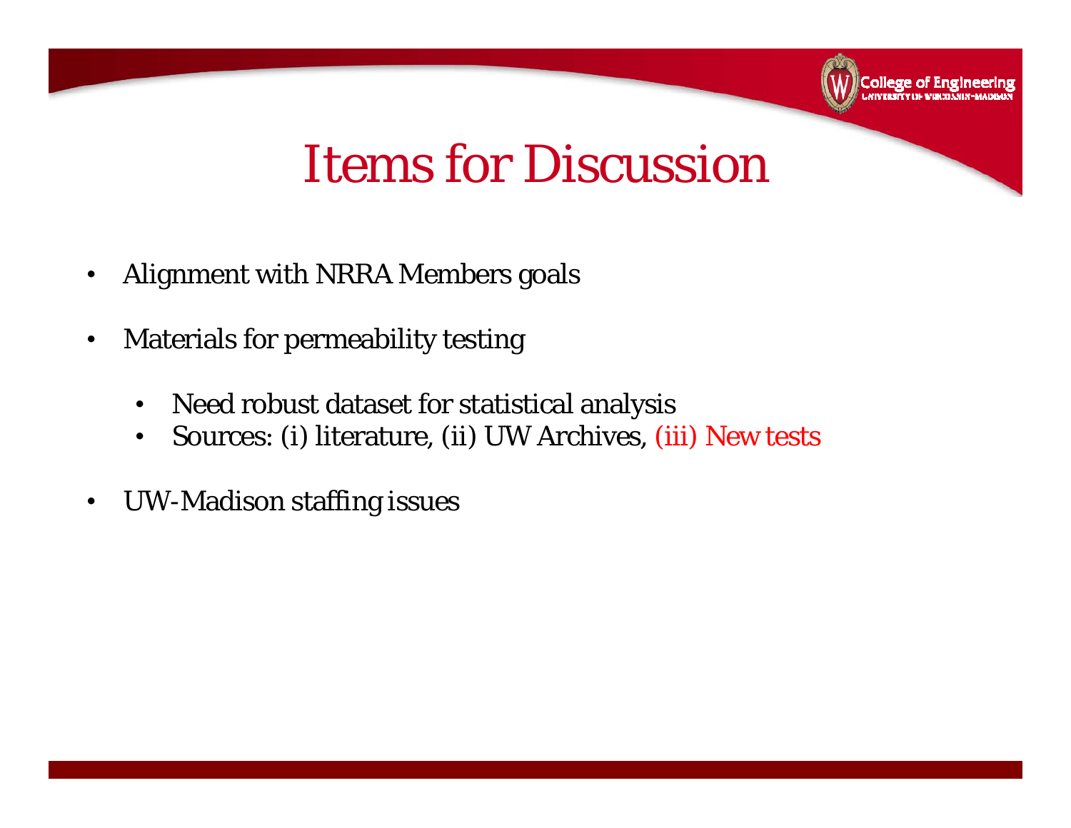# Items for Discussion

- Alignment with NRRA Members goals
- Materials for permeability testing
  - Need robust dataset for statistical analysis
  - Sources: (i) literature, (ii) UW Archives, (iii) New tests
- UW-Madison staffing issues